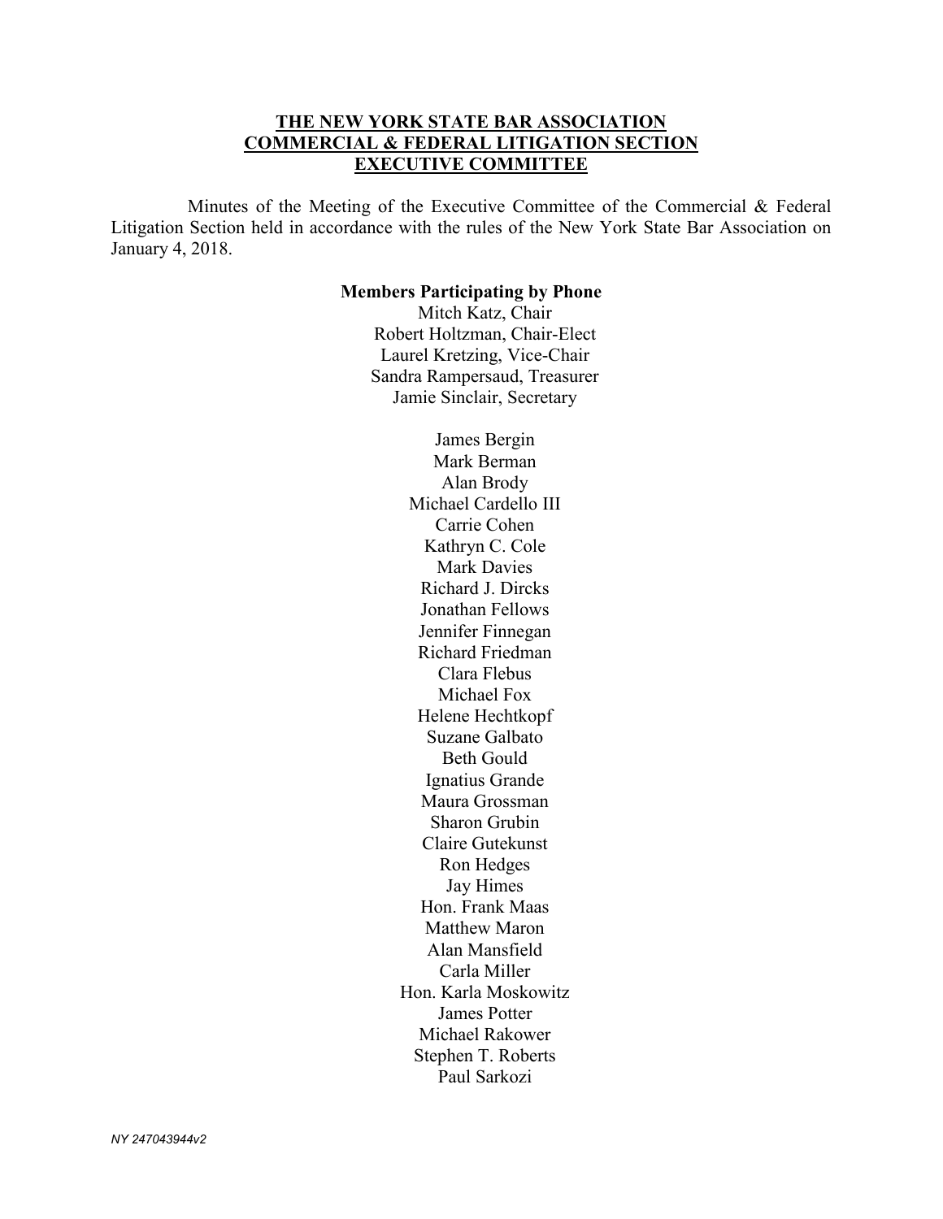**THE NEW YORK STATE BAR ASSOCIATION**
**COMMERCIAL & FEDERAL LITIGATION SECTION**
**EXECUTIVE COMMITTEE**

Minutes of the Meeting of the Executive Committee of the Commercial & Federal Litigation Section held in accordance with the rules of the New York State Bar Association on January 4, 2018.

**Members Participating by Phone**

Mitch Katz, Chair
Robert Holtzman, Chair-Elect
Laurel Kretzing, Vice-Chair
Sandra Rampersaud, Treasurer
Jamie Sinclair, Secretary

James Bergin
Mark Berman
Alan Brody
Michael Cardello III
Carrie Cohen
Kathryn C. Cole
Mark Davies
Richard J. Dircks
Jonathan Fellows
Jennifer Finnegan
Richard Friedman
Clara Flebus
Michael Fox
Helene Hechtkopf
Suzane Galbato
Beth Gould
Ignatius Grande
Maura Grossman
Sharon Grubin
Claire Gutekunst
Ron Hedges
Jay Himes
Hon. Frank Maas
Matthew Maron
Alan Mansfield
Carla Miller
Hon. Karla Moskowitz
James Potter
Michael Rakower
Stephen T. Roberts
Paul Sarkozi

*NY 247043944v2*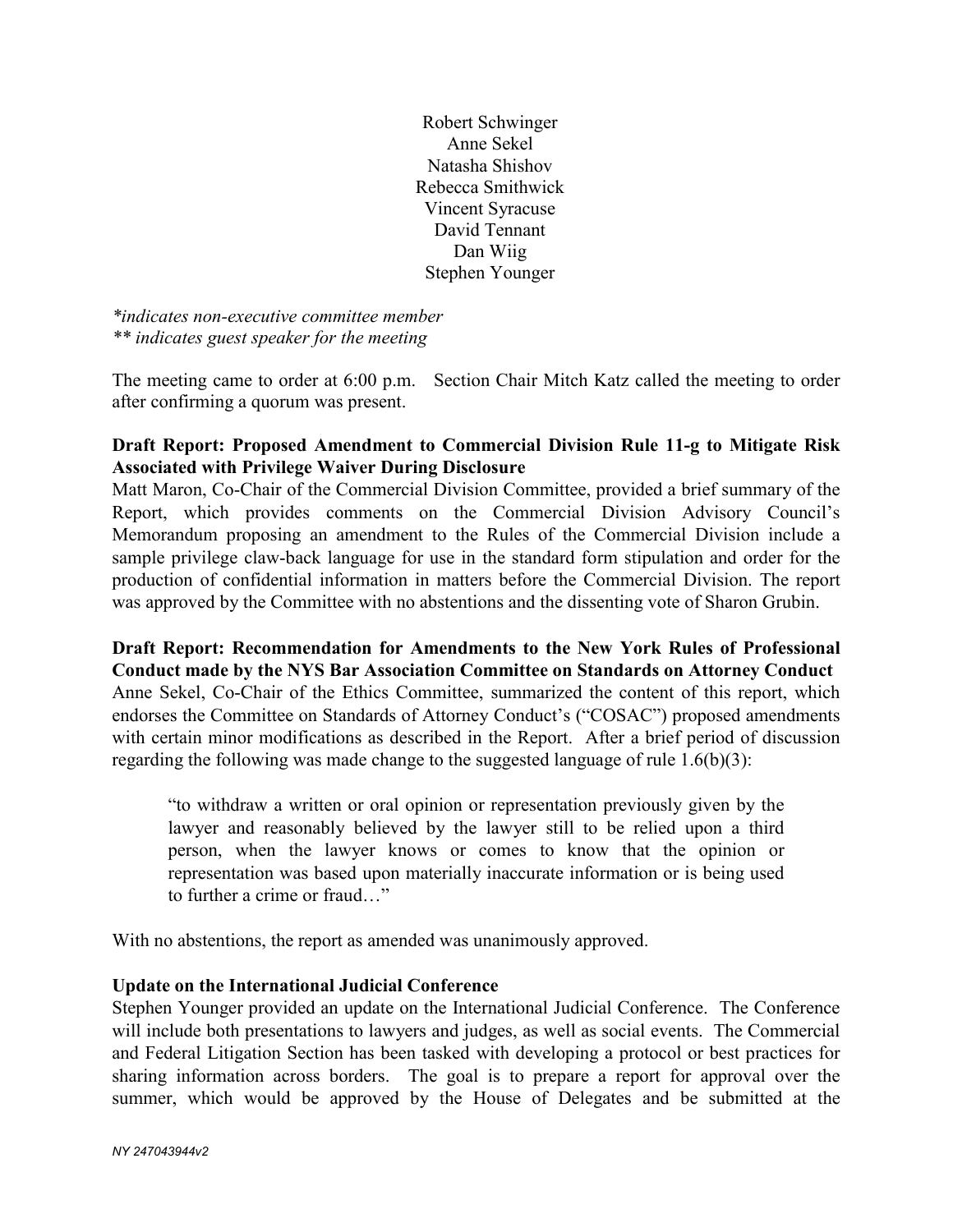Robert Schwinger
Anne Sekel
Natasha Shishov
Rebecca Smithwick
Vincent Syracuse
David Tennant
Dan Wiig
Stephen Younger

*\*indicates non-executive committee member*
*\*\* indicates guest speaker for the meeting*

The meeting came to order at 6:00 p.m. Section Chair Mitch Katz called the meeting to order after confirming a quorum was present.

**Draft Report: Proposed Amendment to Commercial Division Rule 11-g to Mitigate Risk Associated with Privilege Waiver During Disclosure**

Matt Maron, Co-Chair of the Commercial Division Committee, provided a brief summary of the Report, which provides comments on the Commercial Division Advisory Council's Memorandum proposing an amendment to the Rules of the Commercial Division include a sample privilege claw-back language for use in the standard form stipulation and order for the production of confidential information in matters before the Commercial Division. The report was approved by the Committee with no abstentions and the dissenting vote of Sharon Grubin.

**Draft Report: Recommendation for Amendments to the New York Rules of Professional Conduct made by the NYS Bar Association Committee on Standards on Attorney Conduct**

Anne Sekel, Co-Chair of the Ethics Committee, summarized the content of this report, which endorses the Committee on Standards of Attorney Conduct's ("COSAC") proposed amendments with certain minor modifications as described in the Report. After a brief period of discussion regarding the following was made change to the suggested language of rule 1.6(b)(3):

> "to withdraw a written or oral opinion or representation previously given by the lawyer and reasonably believed by the lawyer still to be relied upon a third person, when the lawyer knows or comes to know that the opinion or representation was based upon materially inaccurate information or is being used to further a crime or fraud…"

With no abstentions, the report as amended was unanimously approved.

**Update on the International Judicial Conference**

Stephen Younger provided an update on the International Judicial Conference. The Conference will include both presentations to lawyers and judges, as well as social events. The Commercial and Federal Litigation Section has been tasked with developing a protocol or best practices for sharing information across borders. The goal is to prepare a report for approval over the summer, which would be approved by the House of Delegates and be submitted at the

NY 247043944v2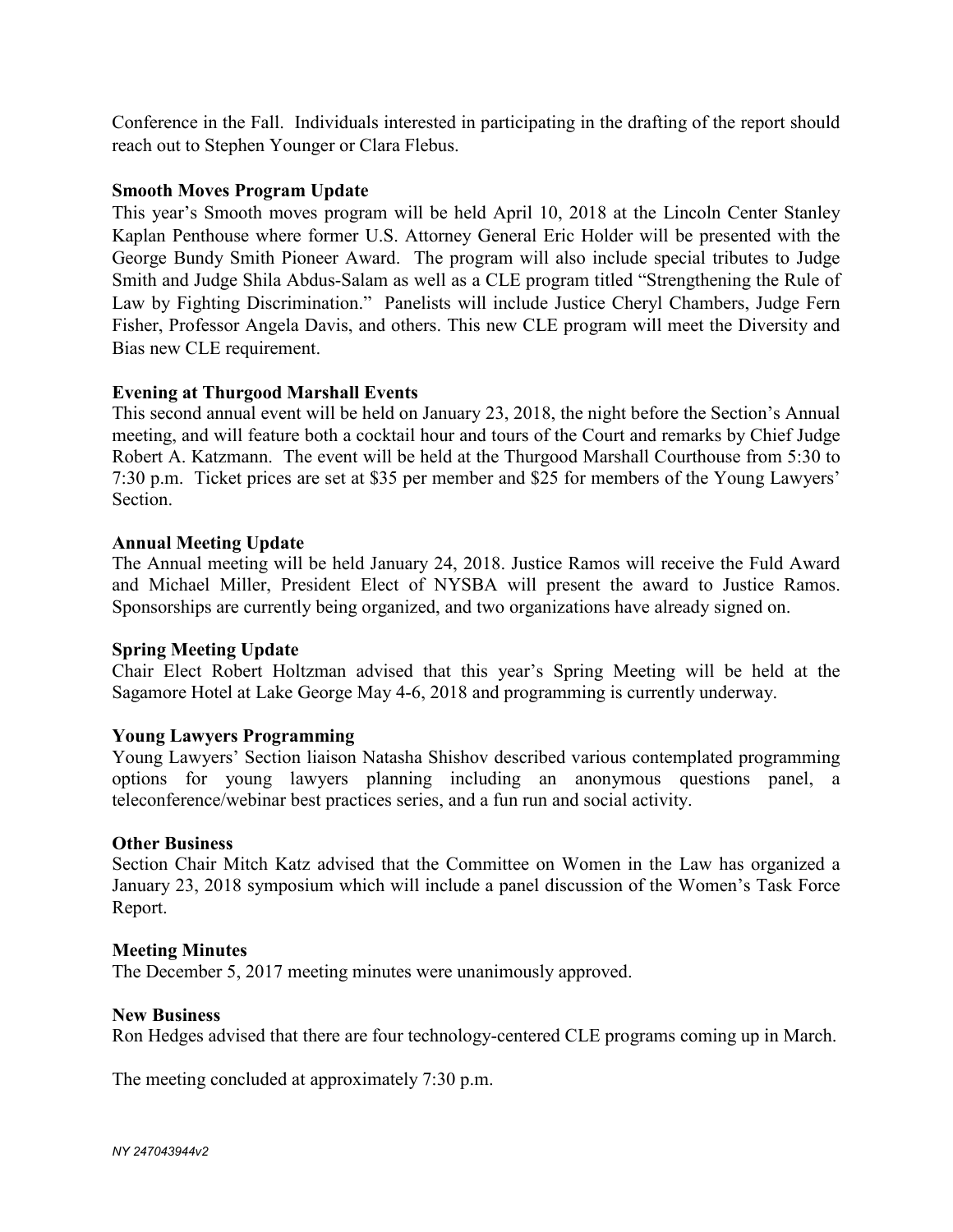Conference in the Fall. Individuals interested in participating in the drafting of the report should reach out to Stephen Younger or Clara Flebus.

**Smooth Moves Program Update**

This year's Smooth moves program will be held April 10, 2018 at the Lincoln Center Stanley Kaplan Penthouse where former U.S. Attorney General Eric Holder will be presented with the George Bundy Smith Pioneer Award. The program will also include special tributes to Judge Smith and Judge Shila Abdus-Salam as well as a CLE program titled "Strengthening the Rule of Law by Fighting Discrimination." Panelists will include Justice Cheryl Chambers, Judge Fern Fisher, Professor Angela Davis, and others. This new CLE program will meet the Diversity and Bias new CLE requirement.

**Evening at Thurgood Marshall Events**

This second annual event will be held on January 23, 2018, the night before the Section's Annual meeting, and will feature both a cocktail hour and tours of the Court and remarks by Chief Judge Robert A. Katzmann. The event will be held at the Thurgood Marshall Courthouse from 5:30 to 7:30 p.m. Ticket prices are set at $35 per member and $25 for members of the Young Lawyers' Section.

**Annual Meeting Update**

The Annual meeting will be held January 24, 2018. Justice Ramos will receive the Fuld Award and Michael Miller, President Elect of NYSBA will present the award to Justice Ramos. Sponsorships are currently being organized, and two organizations have already signed on.

**Spring Meeting Update**

Chair Elect Robert Holtzman advised that this year's Spring Meeting will be held at the Sagamore Hotel at Lake George May 4-6, 2018 and programming is currently underway.

**Young Lawyers Programming**

Young Lawyers' Section liaison Natasha Shishov described various contemplated programming options for young lawyers planning including an anonymous questions panel, a teleconference/webinar best practices series, and a fun run and social activity.

**Other Business**

Section Chair Mitch Katz advised that the Committee on Women in the Law has organized a January 23, 2018 symposium which will include a panel discussion of the Women's Task Force Report.

**Meeting Minutes**

The December 5, 2017 meeting minutes were unanimously approved.

**New Business**

Ron Hedges advised that there are four technology-centered CLE programs coming up in March.

The meeting concluded at approximately 7:30 p.m.

*NY 247043944v2*